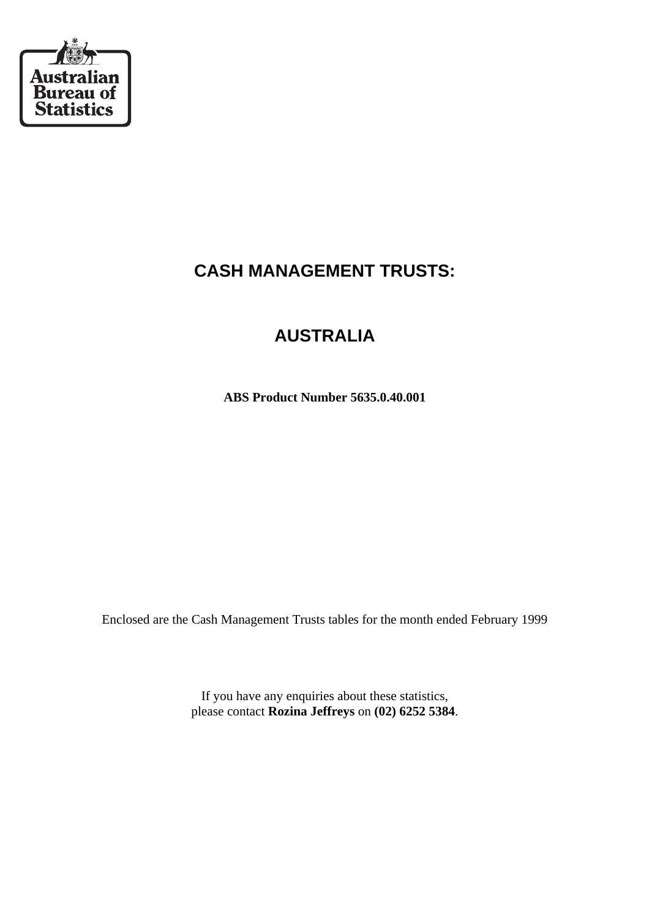Australian Bureau of Statistics

# CASH MANAGEMENT TRUSTS:

# AUSTRALIA

**ABS Product Number 5635.0.40.001**

Enclosed are the Cash Management Trusts tables for the month ended February 1999

If you have any enquiries about these statistics,
please contact **Rozina Jeffreys** on **(02) 6252 5384**.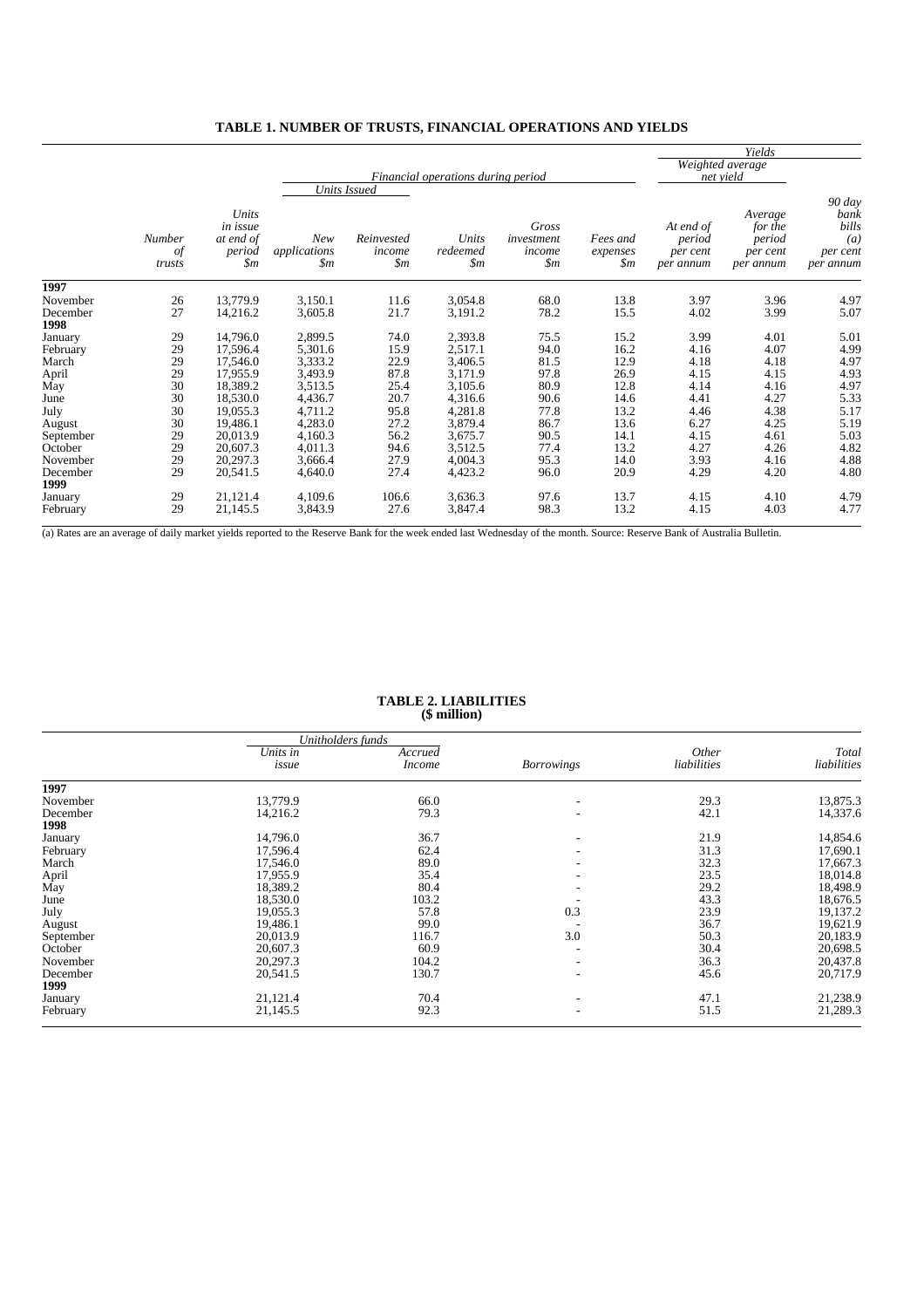## TABLE 1. NUMBER OF TRUSTS, FINANCIAL OPERATIONS AND YIELDS

| | | | Financial operations during period | | | | | Yields | | |
|---|---|---|---|---|---|---|---|---|---|---|
| | | | Units Issued | | | | | Weighted average net yield | | |
| | Number of trusts | Units in issue at end of period $m | New applications $m | Reinvested income $m | Units redeemed $m | Gross investment income $m | Fees and expenses $m | At end of period per cent per annum | Average for the period per cent per annum | 90 day bank bills (a) per cent per annum |
| **1997** | | | | | | | | | | |
| November | 26 | 13,779.9 | 3,150.1 | 11.6 | 3,054.8 | 68.0 | 13.8 | 3.97 | 3.96 | 4.97 |
| December | 27 | 14,216.2 | 3,605.8 | 21.7 | 3,191.2 | 78.2 | 15.5 | 4.02 | 3.99 | 5.07 |
| **1998** | | | | | | | | | | |
| January | 29 | 14,796.0 | 2,899.5 | 74.0 | 2,393.8 | 75.5 | 15.2 | 3.99 | 4.01 | 5.01 |
| February | 29 | 17,596.4 | 5,301.6 | 15.9 | 2,517.1 | 94.0 | 16.2 | 4.16 | 4.07 | 4.99 |
| March | 29 | 17,546.0 | 3,333.2 | 22.9 | 3,406.5 | 81.5 | 12.9 | 4.18 | 4.18 | 4.97 |
| April | 29 | 17,955.9 | 3,493.9 | 87.8 | 3,171.9 | 97.8 | 26.9 | 4.15 | 4.15 | 4.93 |
| May | 30 | 18,389.2 | 3,513.5 | 25.4 | 3,105.6 | 80.9 | 12.8 | 4.14 | 4.16 | 4.97 |
| June | 30 | 18,530.0 | 4,436.7 | 20.7 | 4,316.6 | 90.6 | 14.6 | 4.41 | 4.27 | 5.33 |
| July | 30 | 19,055.3 | 4,711.2 | 95.8 | 4,281.8 | 77.8 | 13.2 | 4.46 | 4.38 | 5.17 |
| August | 30 | 19,486.1 | 4,283.0 | 27.2 | 3,879.4 | 86.7 | 13.6 | 6.27 | 4.25 | 5.19 |
| September | 29 | 20,013.9 | 4,160.3 | 56.2 | 3,675.7 | 90.5 | 14.1 | 4.15 | 4.61 | 5.03 |
| October | 29 | 20,607.3 | 4,011.3 | 94.6 | 3,512.5 | 77.4 | 13.2 | 4.27 | 4.26 | 4.82 |
| November | 29 | 20,297.3 | 3,666.4 | 27.9 | 4,004.3 | 95.3 | 14.0 | 3.93 | 4.16 | 4.88 |
| December | 29 | 20,541.5 | 4,640.0 | 27.4 | 4,423.2 | 96.0 | 20.9 | 4.29 | 4.20 | 4.80 |
| **1999** | | | | | | | | | | |
| January | 29 | 21,121.4 | 4,109.6 | 106.6 | 3,636.3 | 97.6 | 13.7 | 4.15 | 4.10 | 4.79 |
| February | 29 | 21,145.5 | 3,843.9 | 27.6 | 3,847.4 | 98.3 | 13.2 | 4.15 | 4.03 | 4.77 |

(a) Rates are an average of daily market yields reported to the Reserve Bank for the week ended last Wednesday of the month. Source: Reserve Bank of Australia Bulletin.

## TABLE 2. LIABILITIES
**($ million)**

| | Unitholders funds | | | | |
|---|---|---|---|---|---|
| | Units in issue | Accrued Income | Borrowings | Other liabilities | Total liabilities |
| **1997** | | | | | |
| November | 13,779.9 | 66.0 | - | 29.3 | 13,875.3 |
| December | 14,216.2 | 79.3 | - | 42.1 | 14,337.6 |
| **1998** | | | | | |
| January | 14,796.0 | 36.7 | - | 21.9 | 14,854.6 |
| February | 17,596.4 | 62.4 | - | 31.3 | 17,690.1 |
| March | 17,546.0 | 89.0 | - | 32.3 | 17,667.3 |
| April | 17,955.9 | 35.4 | - | 23.5 | 18,014.8 |
| May | 18,389.2 | 80.4 | - | 29.2 | 18,498.9 |
| June | 18,530.0 | 103.2 | - | 43.3 | 18,676.5 |
| July | 19,055.3 | 57.8 | 0.3 | 23.9 | 19,137.2 |
| August | 19,486.1 | 99.0 | - | 36.7 | 19,621.9 |
| September | 20,013.9 | 116.7 | 3.0 | 50.3 | 20,183.9 |
| October | 20,607.3 | 60.9 | - | 30.4 | 20,698.5 |
| November | 20,297.3 | 104.2 | - | 36.3 | 20,437.8 |
| December | 20,541.5 | 130.7 | - | 45.6 | 20,717.9 |
| **1999** | | | | | |
| January | 21,121.4 | 70.4 | - | 47.1 | 21,238.9 |
| February | 21,145.5 | 92.3 | - | 51.5 | 21,289.3 |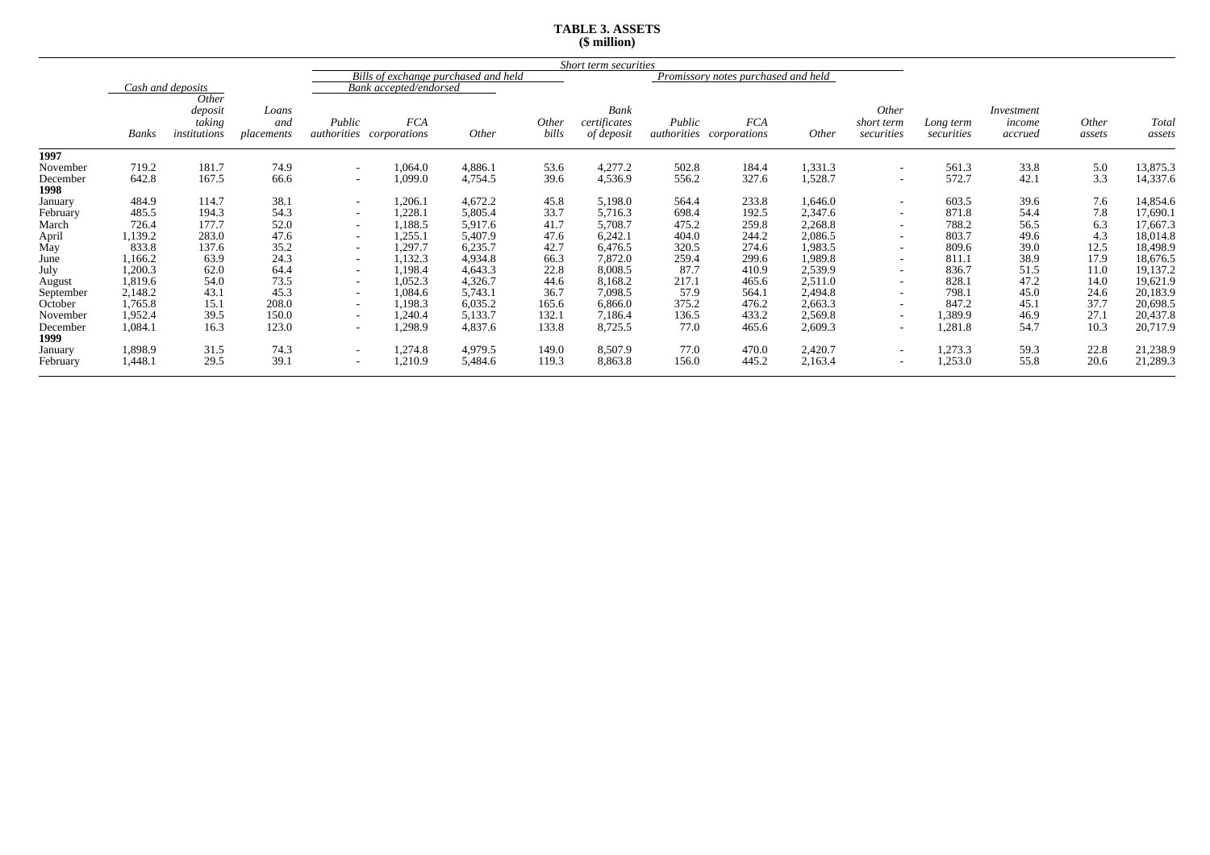**TABLE 3. ASSETS**
**($ million)**

| | Cash and deposits | | | Short term securities | | | | | | | | | | | | | |
|---|---|---|---|---|---|---|---|---|---|---|---|---|---|---|---|---|---|
| | | | | Bills of exchange purchased and held | | | | | Promissory notes purchased and held | | | | | | | | |
| | | | | Bank accepted/endorsed | | | | | | | | | | | | | |
| | *Banks* | *Other deposit taking institutions* | *Loans and placements* | *Public authorities* | *FCA corporations* | *Other* | *Other bills* | *Bank certificates of deposit* | *Public authorities* | *FCA corporations* | *Other* | *Other short term securities* | *Long term securities* | *Investment income accrued* | *Other assets* | *Total assets* |
| **1997** | | | | | | | | | | | | | | | | |
| November | 719.2 | 181.7 | 74.9 | - | 1,064.0 | 4,886.1 | 53.6 | 4,277.2 | 502.8 | 184.4 | 1,331.3 | - | 561.3 | 33.8 | 5.0 | 13,875.3 |
| December | 642.8 | 167.5 | 66.6 | - | 1,099.0 | 4,754.5 | 39.6 | 4,536.9 | 556.2 | 327.6 | 1,528.7 | - | 572.7 | 42.1 | 3.3 | 14,337.6 |
| **1998** | | | | | | | | | | | | | | | | |
| January | 484.9 | 114.7 | 38.1 | - | 1,206.1 | 4,672.2 | 45.8 | 5,198.0 | 564.4 | 233.8 | 1,646.0 | - | 603.5 | 39.6 | 7.6 | 14,854.6 |
| February | 485.5 | 194.3 | 54.3 | - | 1,228.1 | 5,805.4 | 33.7 | 5,716.3 | 698.4 | 192.5 | 2,347.6 | - | 871.8 | 54.4 | 7.8 | 17,690.1 |
| March | 726.4 | 177.7 | 52.0 | - | 1,188.5 | 5,917.6 | 41.7 | 5,708.7 | 475.2 | 259.8 | 2,268.8 | - | 788.2 | 56.5 | 6.3 | 17,667.3 |
| April | 1,139.2 | 283.0 | 47.6 | - | 1,255.1 | 5,407.9 | 47.6 | 6,242.1 | 404.0 | 244.2 | 2,086.5 | - | 803.7 | 49.6 | 4.3 | 18,014.8 |
| May | 833.8 | 137.6 | 35.2 | - | 1,297.7 | 6,235.7 | 42.7 | 6,476.5 | 320.5 | 274.6 | 1,983.5 | - | 809.6 | 39.0 | 12.5 | 18,498.9 |
| June | 1,166.2 | 63.9 | 24.3 | - | 1,132.3 | 4,934.8 | 66.3 | 7,872.0 | 259.4 | 299.6 | 1,989.8 | - | 811.1 | 38.9 | 17.9 | 18,676.5 |
| July | 1,200.3 | 62.0 | 64.4 | - | 1,198.4 | 4,643.3 | 22.8 | 8,008.5 | 87.7 | 410.9 | 2,539.9 | - | 836.7 | 51.5 | 11.0 | 19,137.2 |
| August | 1,819.6 | 54.0 | 73.5 | - | 1,052.3 | 4,326.7 | 44.6 | 8,168.2 | 217.1 | 465.6 | 2,511.0 | - | 828.1 | 47.2 | 14.0 | 19,621.9 |
| September | 2,148.2 | 43.1 | 45.3 | - | 1,084.6 | 5,743.1 | 36.7 | 7,098.5 | 57.9 | 564.1 | 2,494.8 | - | 798.1 | 45.0 | 24.6 | 20,183.9 |
| October | 1,765.8 | 15.1 | 208.0 | - | 1,198.3 | 6,035.2 | 165.6 | 6,866.0 | 375.2 | 476.2 | 2,663.3 | - | 847.2 | 45.1 | 37.7 | 20,698.5 |
| November | 1,952.4 | 39.5 | 150.0 | - | 1,240.4 | 5,133.7 | 132.1 | 7,186.4 | 136.5 | 433.2 | 2,569.8 | - | 1,389.9 | 46.9 | 27.1 | 20,437.8 |
| December | 1,084.1 | 16.3 | 123.0 | - | 1,298.9 | 4,837.6 | 133.8 | 8,725.5 | 77.0 | 465.6 | 2,609.3 | - | 1,281.8 | 54.7 | 10.3 | 20,717.9 |
| **1999** | | | | | | | | | | | | | | | | |
| January | 1,898.9 | 31.5 | 74.3 | - | 1,274.8 | 4,979.5 | 149.0 | 8,507.9 | 77.0 | 470.0 | 2,420.7 | - | 1,273.3 | 59.3 | 22.8 | 21,238.9 |
| February | 1,448.1 | 29.5 | 39.1 | - | 1,210.9 | 5,484.6 | 119.3 | 8,863.8 | 156.0 | 445.2 | 2,163.4 | - | 1,253.0 | 55.8 | 20.6 | 21,289.3 |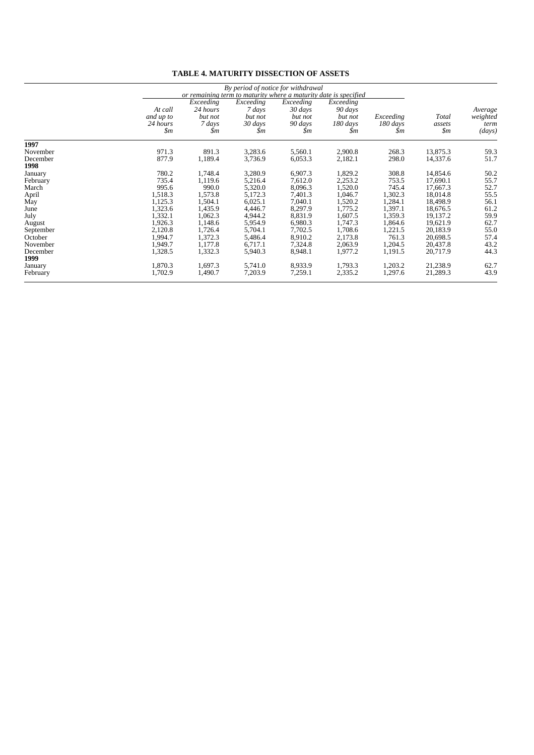**TABLE 4. MATURITY DISSECTION OF ASSETS**

| | By period of notice for withdrawal or remaining term to maturity where a maturity date is specified | | | | | | | |
|---|---|---|---|---|---|---|---|---|
| | *At call and up to 24 hours $m* | *Exceeding 24 hours but not 7 days $m* | *Exceeding 7 days but not 30 days $m* | *Exceeding 30 days but not 90 days $m* | *Exceeding 90 days but not 180 days $m* | *Exceeding 180 days $m* | *Total assets $m* | *Average weighted term (days)* |
| **1997** | | | | | | | | |
| November | 971.3 | 891.3 | 3,283.6 | 5,560.1 | 2,900.8 | 268.3 | 13,875.3 | 59.3 |
| December | 877.9 | 1,189.4 | 3,736.9 | 6,053.3 | 2,182.1 | 298.0 | 14,337.6 | 51.7 |
| **1998** | | | | | | | | |
| January | 780.2 | 1,748.4 | 3,280.9 | 6,907.3 | 1,829.2 | 308.8 | 14,854.6 | 50.2 |
| February | 735.4 | 1,119.6 | 5,216.4 | 7,612.0 | 2,253.2 | 753.5 | 17,690.1 | 55.7 |
| March | 995.6 | 990.0 | 5,320.0 | 8,096.3 | 1,520.0 | 745.4 | 17,667.3 | 52.7 |
| April | 1,518.3 | 1,573.8 | 5,172.3 | 7,401.3 | 1,046.7 | 1,302.3 | 18,014.8 | 55.5 |
| May | 1,125.3 | 1,504.1 | 6,025.1 | 7,040.1 | 1,520.2 | 1,284.1 | 18,498.9 | 56.1 |
| June | 1,323.6 | 1,435.9 | 4,446.7 | 8,297.9 | 1,775.2 | 1,397.1 | 18,676.5 | 61.2 |
| July | 1,332.1 | 1,062.3 | 4,944.2 | 8,831.9 | 1,607.5 | 1,359.3 | 19,137.2 | 59.9 |
| August | 1,926.3 | 1,148.6 | 5,954.9 | 6,980.3 | 1,747.3 | 1,864.6 | 19,621.9 | 62.7 |
| September | 2,120.8 | 1,726.4 | 5,704.1 | 7,702.5 | 1,708.6 | 1,221.5 | 20,183.9 | 55.0 |
| October | 1,994.7 | 1,372.3 | 5,486.4 | 8,910.2 | 2,173.8 | 761.3 | 20,698.5 | 57.4 |
| November | 1,949.7 | 1,177.8 | 6,717.1 | 7,324.8 | 2,063.9 | 1,204.5 | 20,437.8 | 43.2 |
| December | 1,328.5 | 1,332.3 | 5,940.3 | 8,948.1 | 1,977.2 | 1,191.5 | 20,717.9 | 44.3 |
| **1999** | | | | | | | | |
| January | 1,870.3 | 1,697.3 | 5,741.0 | 8,933.9 | 1,793.3 | 1,203.2 | 21,238.9 | 62.7 |
| February | 1,702.9 | 1,490.7 | 7,203.9 | 7,259.1 | 2,335.2 | 1,297.6 | 21,289.3 | 43.9 |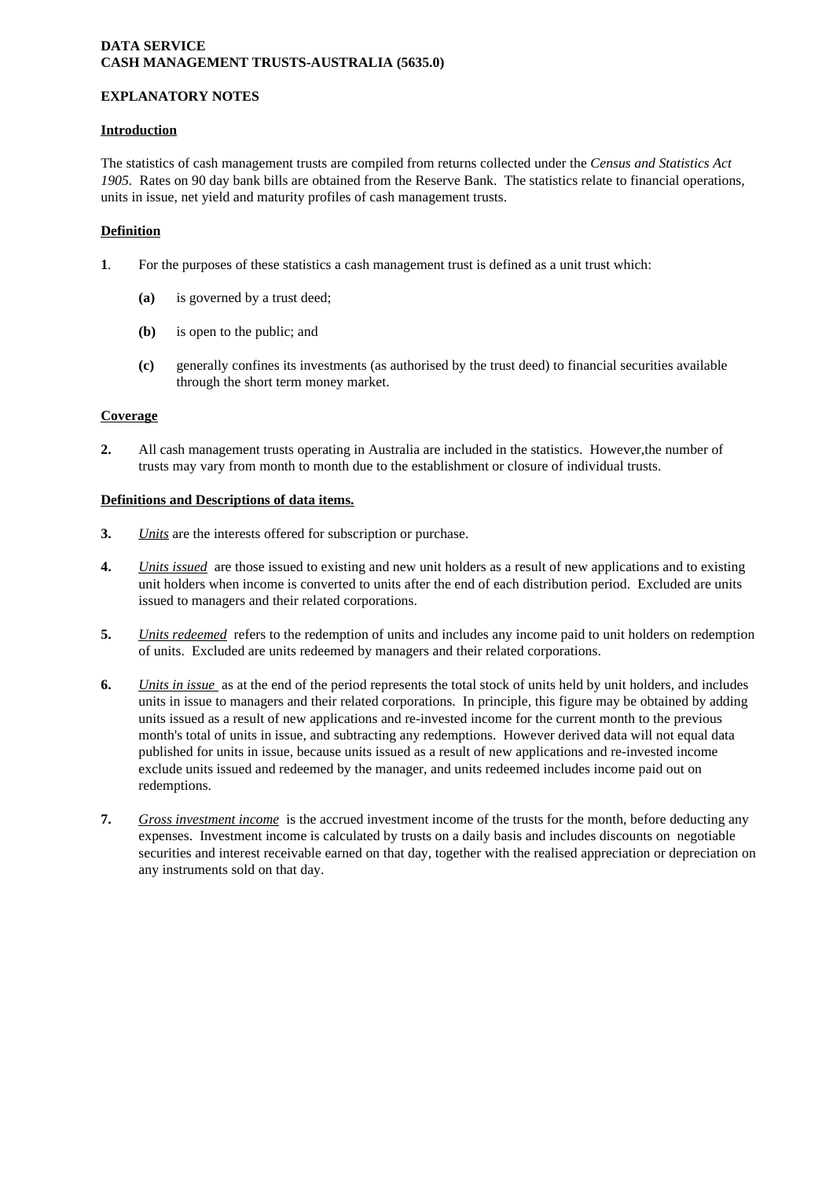**DATA SERVICE**
**CASH MANAGEMENT TRUSTS-AUSTRALIA (5635.0)**

**EXPLANATORY NOTES**

**Introduction**

The statistics of cash management trusts are compiled from returns collected under the *Census and Statistics Act 1905*. Rates on 90 day bank bills are obtained from the Reserve Bank. The statistics relate to financial operations, units in issue, net yield and maturity profiles of cash management trusts.

**Definition**

**1**. For the purposes of these statistics a cash management trust is defined as a unit trust which:

**(a)** is governed by a trust deed;

**(b)** is open to the public; and

**(c)** generally confines its investments (as authorised by the trust deed) to financial securities available through the short term money market.

**Coverage**

**2.** All cash management trusts operating in Australia are included in the statistics. However,the number of trusts may vary from month to month due to the establishment or closure of individual trusts.

**Definitions and Descriptions of data items.**

**3.** *Units* are the interests offered for subscription or purchase.

**4.** *Units issued* are those issued to existing and new unit holders as a result of new applications and to existing unit holders when income is converted to units after the end of each distribution period. Excluded are units issued to managers and their related corporations.

**5.** *Units redeemed* refers to the redemption of units and includes any income paid to unit holders on redemption of units. Excluded are units redeemed by managers and their related corporations.

**6.** *Units in issue* as at the end of the period represents the total stock of units held by unit holders, and includes units in issue to managers and their related corporations. In principle, this figure may be obtained by adding units issued as a result of new applications and re-invested income for the current month to the previous month's total of units in issue, and subtracting any redemptions. However derived data will not equal data published for units in issue, because units issued as a result of new applications and re-invested income exclude units issued and redeemed by the manager, and units redeemed includes income paid out on redemptions.

**7.** *Gross investment income* is the accrued investment income of the trusts for the month, before deducting any expenses. Investment income is calculated by trusts on a daily basis and includes discounts on negotiable securities and interest receivable earned on that day, together with the realised appreciation or depreciation on any instruments sold on that day.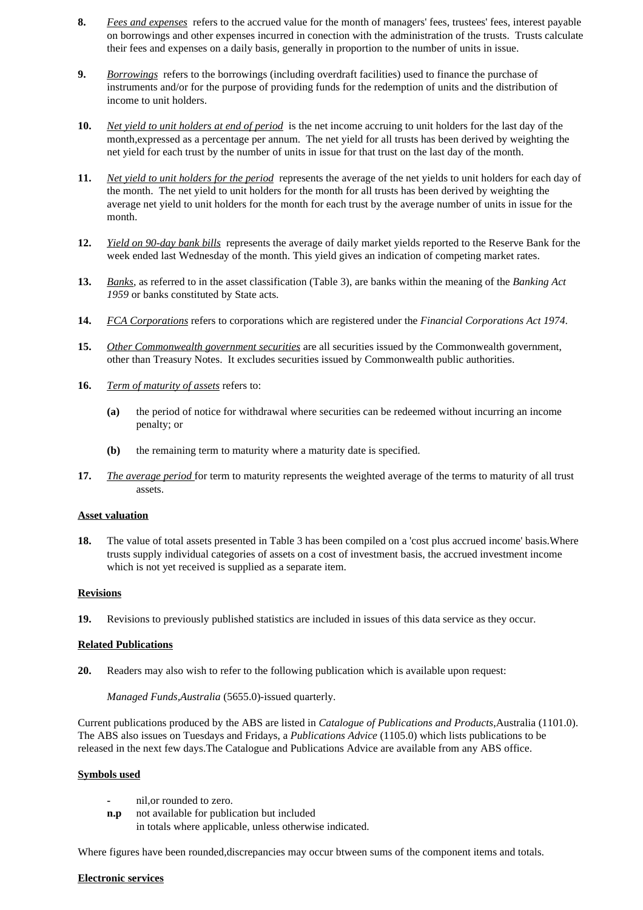**8.** *Fees and expenses* refers to the accrued value for the month of managers' fees, trustees' fees, interest payable on borrowings and other expenses incurred in conection with the administration of the trusts. Trusts calculate their fees and expenses on a daily basis, generally in proportion to the number of units in issue.

**9.** *Borrowings* refers to the borrowings (including overdraft facilities) used to finance the purchase of instruments and/or for the purpose of providing funds for the redemption of units and the distribution of income to unit holders.

**10.** *Net yield to unit holders at end of period* is the net income accruing to unit holders for the last day of the month,expressed as a percentage per annum. The net yield for all trusts has been derived by weighting the net yield for each trust by the number of units in issue for that trust on the last day of the month.

**11.** *Net yield to unit holders for the period* represents the average of the net yields to unit holders for each day of the month. The net yield to unit holders for the month for all trusts has been derived by weighting the average net yield to unit holders for the month for each trust by the average number of units in issue for the month.

**12.** *Yield on 90-day bank bills* represents the average of daily market yields reported to the Reserve Bank for the week ended last Wednesday of the month. This yield gives an indication of competing market rates.

**13.** *Banks*, as referred to in the asset classification (Table 3), are banks within the meaning of the *Banking Act 1959* or banks constituted by State acts.

**14.** *FCA Corporations* refers to corporations which are registered under the *Financial Corporations Act 1974*.

**15.** *Other Commonwealth government securities* are all securities issued by the Commonwealth government, other than Treasury Notes. It excludes securities issued by Commonwealth public authorities.

**16.** *Term of maturity of assets* refers to:

- **(a)** the period of notice for withdrawal where securities can be redeemed without incurring an income penalty; or
- **(b)** the remaining term to maturity where a maturity date is specified.

**17.** *The average period* for term to maturity represents the weighted average of the terms to maturity of all trust assets.

**Asset valuation**

**18.** The value of total assets presented in Table 3 has been compiled on a 'cost plus accrued income' basis.Where trusts supply individual categories of assets on a cost of investment basis, the accrued investment income which is not yet received is supplied as a separate item.

**Revisions**

**19.** Revisions to previously published statistics are included in issues of this data service as they occur.

**Related Publications**

**20.** Readers may also wish to refer to the following publication which is available upon request:

*Managed Funds,Australia* (5655.0)-issued quarterly.

Current publications produced by the ABS are listed in *Catalogue of Publications and Products*,Australia (1101.0). The ABS also issues on Tuesdays and Fridays, a *Publications Advice* (1105.0) which lists publications to be released in the next few days.The Catalogue and Publications Advice are available from any ABS office.

**Symbols used**

- **-** nil,or rounded to zero.
- **n.p** not available for publication but included in totals where applicable, unless otherwise indicated.

Where figures have been rounded,discrepancies may occur btween sums of the component items and totals.

**Electronic services**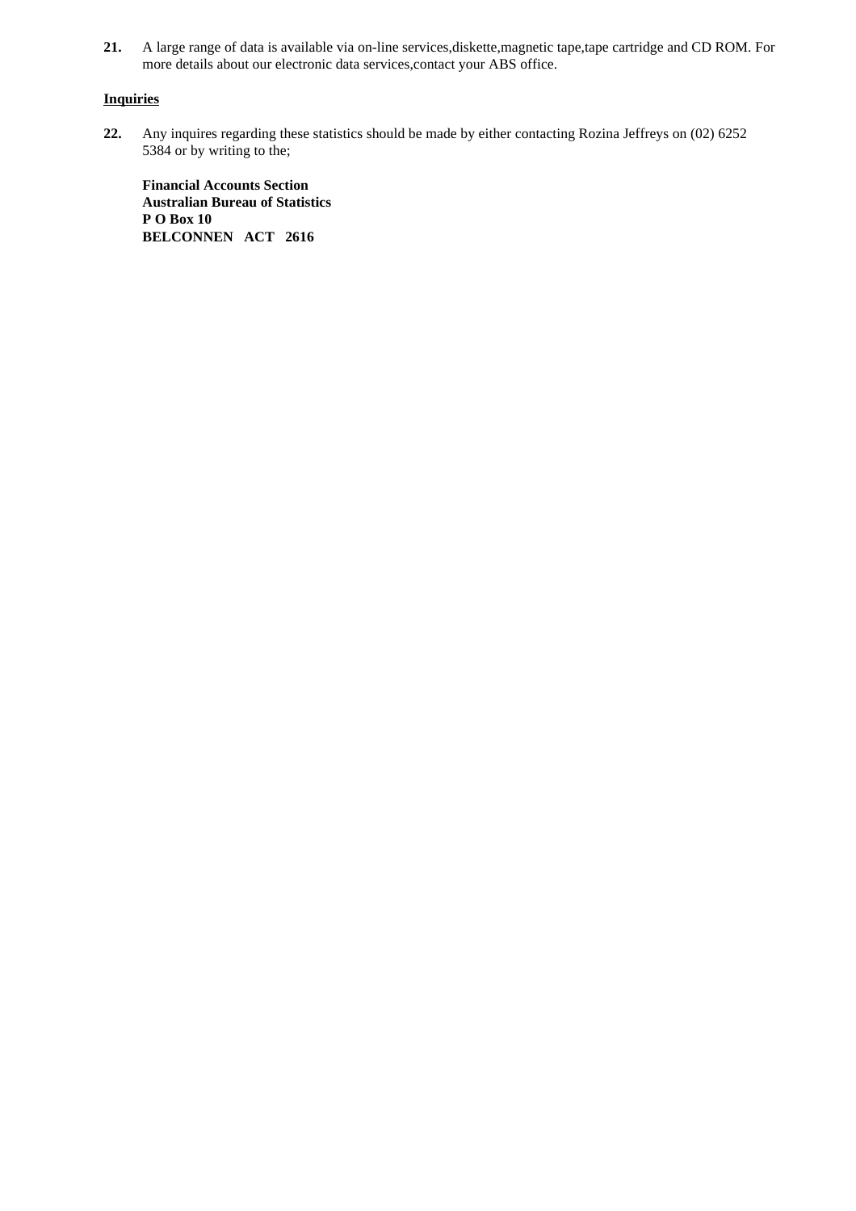**21.** A large range of data is available via on-line services,diskette,magnetic tape,tape cartridge and CD ROM. For more details about our electronic data services,contact your ABS office.

**Inquiries**

**22.** Any inquires regarding these statistics should be made by either contacting Rozina Jeffreys on (02) 6252 5384 or by writing to the;

**Financial Accounts Section**
**Australian Bureau of Statistics**
**P O Box 10**
**BELCONNEN ACT 2616**